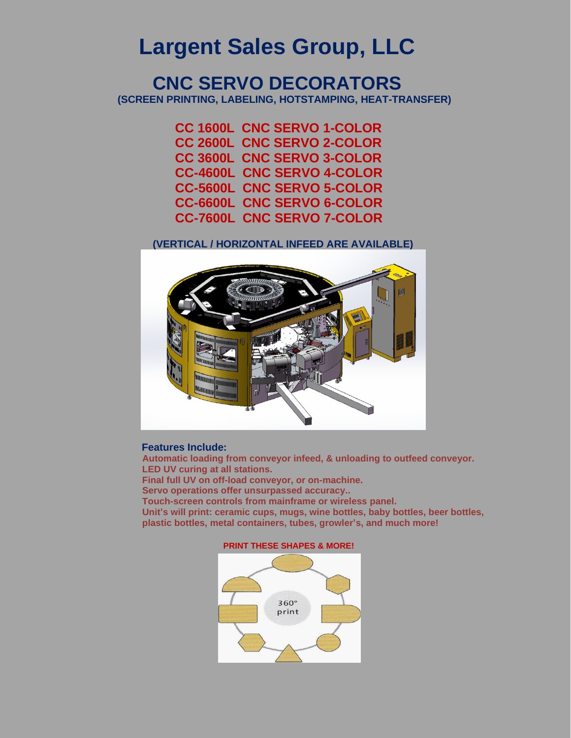# Largent Sales Group, LLC

## CNC SERVO DECORATORS

**(SCREEN PRINTING, LABELING, HOTSTAMPING, HEAT-TRANSFER)**

**CC 1600L CNC SERVO 1-COLOR**
**CC 2600L CNC SERVO 2-COLOR**
**CC 3600L CNC SERVO 3-COLOR**
**CC-4600L CNC SERVO 4-COLOR**
**CC-5600L CNC SERVO 5-COLOR**
**CC-6600L CNC SERVO 6-COLOR**
**CC-7600L CNC SERVO 7-COLOR**

**(VERTICAL / HORIZONTAL INFEED ARE AVAILABLE)**

**Features Include:**

**Automatic loading from conveyor infeed, & unloading to outfeed conveyor.**
**LED UV curing at all stations.**
**Final full UV on off-load conveyor, or on-machine.**
**Servo operations offer unsurpassed accuracy..**
**Touch-screen controls from mainframe or wireless panel.**
**Unit's will print: ceramic cups, mugs, wine bottles, baby bottles, beer bottles, plastic bottles, metal containers, tubes, growler's, and much more!**

**PRINT THESE SHAPES & MORE!**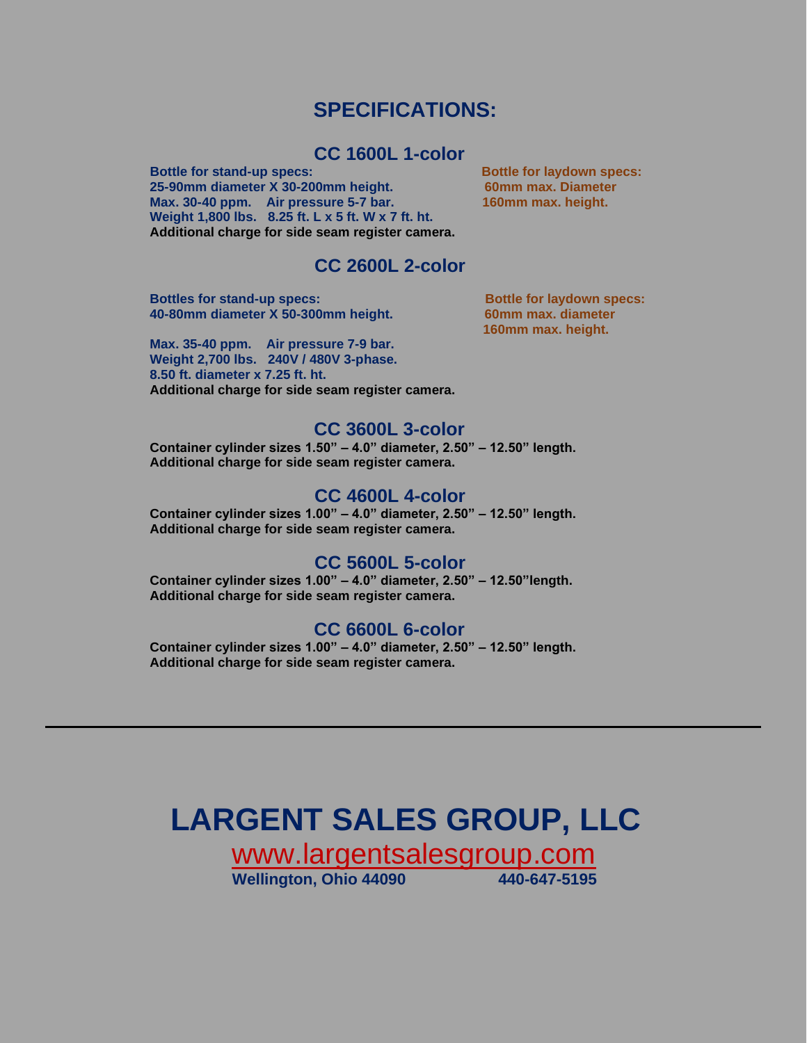# SPECIFICATIONS:

## CC 1600L 1-color

**Bottle for stand-up specs:**
**25-90mm diameter X 30-200mm height.**
**Max. 30-40 ppm. Air pressure 5-7 bar.**
**Weight 1,800 lbs. 8.25 ft. L x 5 ft. W x 7 ft. ht.**
**Additional charge for side seam register camera.**

**Bottle for laydown specs:**
**60mm max. Diameter**
**160mm max. height.**

## CC 2600L 2-color

**Bottles for stand-up specs:**
**40-80mm diameter X 50-300mm height.**

**Bottle for laydown specs:**
**60mm max. diameter**
**160mm max. height.**

**Max. 35-40 ppm. Air pressure 7-9 bar.**
**Weight 2,700 lbs. 240V / 480V 3-phase.**
**8.50 ft. diameter x 7.25 ft. ht.**
**Additional charge for side seam register camera.**

## CC 3600L 3-color

**Container cylinder sizes 1.50" – 4.0" diameter, 2.50" – 12.50" length.**
**Additional charge for side seam register camera.**

## CC 4600L 4-color

**Container cylinder sizes 1.00" – 4.0" diameter, 2.50" – 12.50" length.**
**Additional charge for side seam register camera.**

## CC 5600L 5-color

**Container cylinder sizes 1.00" – 4.0" diameter, 2.50" – 12.50"length.**
**Additional charge for side seam register camera.**

## CC 6600L 6-color

**Container cylinder sizes 1.00" – 4.0" diameter, 2.50" – 12.50" length.**
**Additional charge for side seam register camera.**

---

# LARGENT SALES GROUP, LLC

www.largentsalesgroup.com
**Wellington, Ohio 44090 440-647-5195**